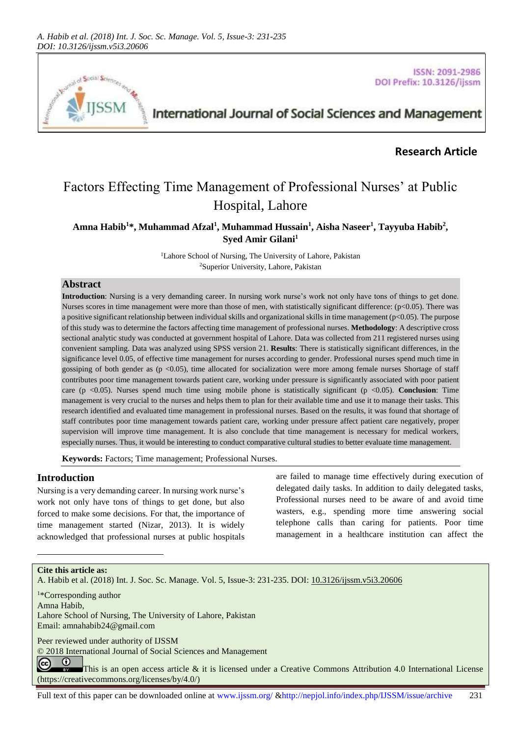**Research Article**

# Factors Effecting Time Management of Professional Nurses' at Public Hospital, Lahore

**Amna Habib[1]*, Muhammad Afzal[1], Muhammad Hussain[1], Aisha Naseer[1], Tayyuba Habib[2], Syed Amir Gilani[1]**

[1]Lahore School of Nursing, The University of Lahore, Pakistan
[2]Superior University, Lahore, Pakistan

## Abstract

**Introduction**: Nursing is a very demanding career. In nursing work nurse's work not only have tons of things to get done. Nurses scores in time management were more than those of men, with statistically significant difference: ($p<0.05$). There was a positive significant relationship between individual skills and organizational skills in time management ($p<0.05$). The purpose of this study was to determine the factors affecting time management of professional nurses. **Methodology**: A descriptive cross sectional analytic study was conducted at government hospital of Lahore. Data was collected from 211 registered nurses using convenient sampling. Data was analyzed using SPSS version 21. **Results**: There is statistically significant differences, in the significance level 0.05, of effective time management for nurses according to gender. Professional nurses spend much time in gossiping of both gender as ($p<0.05$), time allocated for socialization were more among female nurses Shortage of staff contributes poor time management towards patient care, working under pressure is significantly associated with poor patient care ($p<0.05$). Nurses spend much time using mobile phone is statistically significant ($p<0.05$). **Conclusion**: Time management is very crucial to the nurses and helps them to plan for their available time and use it to manage their tasks. This research identified and evaluated time management in professional nurses. Based on the results, it was found that shortage of staff contributes poor time management towards patient care, working under pressure affect patient care negatively, proper supervision will improve time management. It is also conclude that time management is necessary for medical workers, especially nurses. Thus, it would be interesting to conduct comparative cultural studies to better evaluate time management.

**Keywords:** Factors; Time management; Professional Nurses.

## Introduction

Nursing is a very demanding career. In nursing work nurse's work not only have tons of things to get done, but also forced to make some decisions. For that, the importance of time management started (Nizar, 2013). It is widely acknowledged that professional nurses at public hospitals are failed to manage time effectively during execution of delegated daily tasks. In addition to daily delegated tasks, Professional nurses need to be aware of and avoid time wasters, e.g., spending more time answering social telephone calls than caring for patients. Poor time management in a healthcare institution can affect the

---

**Cite this article as:**
A. Habib et al. (2018) Int. J. Soc. Sc. Manage. Vol. 5, Issue-3: 231-235. DOI: 10.3126/ijssm.v5i3.20606

[1]*Corresponding author
Amna Habib,
Lahore School of Nursing, The University of Lahore, Pakistan
Email: amnahabib24@gmail.com

Peer reviewed under authority of IJSSM
© 2018 International Journal of Social Sciences and Management
This is an open access article & it is licensed under a Creative Commons Attribution 4.0 International License (https://creativecommons.org/licenses/by/4.0/)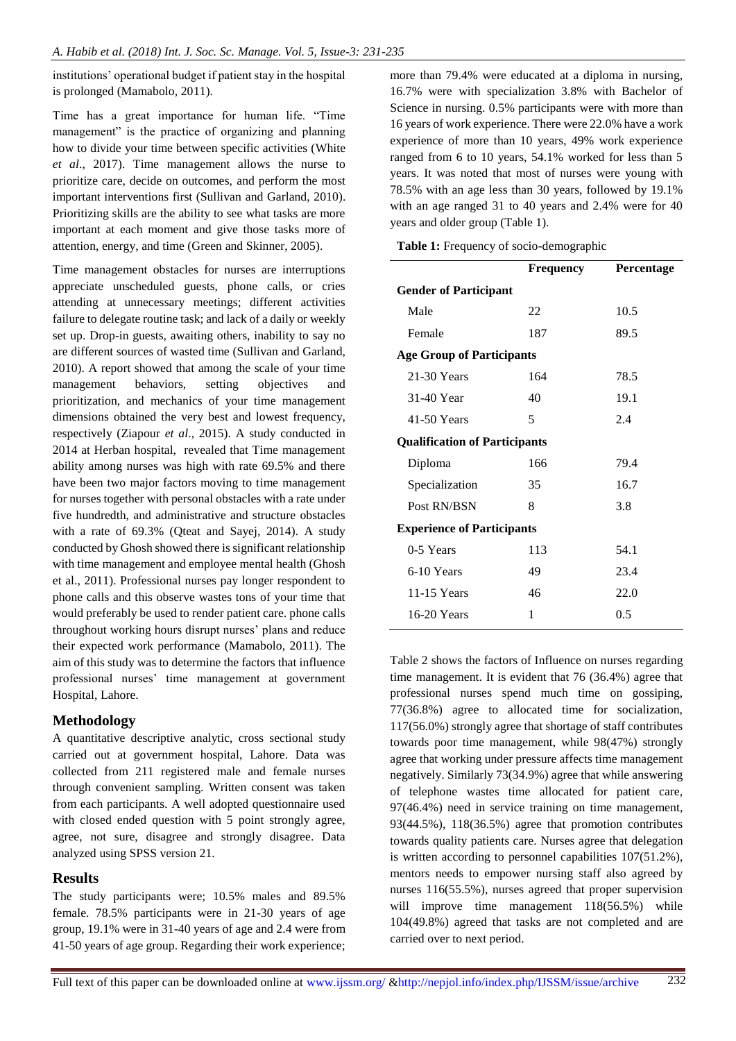institutions' operational budget if patient stay in the hospital is prolonged (Mamabolo, 2011).

Time has a great importance for human life. "Time management" is the practice of organizing and planning how to divide your time between specific activities (White *et al*., 2017). Time management allows the nurse to prioritize care, decide on outcomes, and perform the most important interventions first (Sullivan and Garland, 2010). Prioritizing skills are the ability to see what tasks are more important at each moment and give those tasks more of attention, energy, and time (Green and Skinner, 2005).

Time management obstacles for nurses are interruptions appreciate unscheduled guests, phone calls, or cries attending at unnecessary meetings; different activities failure to delegate routine task; and lack of a daily or weekly set up. Drop-in guests, awaiting others, inability to say no are different sources of wasted time (Sullivan and Garland, 2010). A report showed that among the scale of your time management behaviors, setting objectives and prioritization, and mechanics of your time management dimensions obtained the very best and lowest frequency, respectively (Ziapour *et al*., 2015). A study conducted in 2014 at Herban hospital, revealed that Time management ability among nurses was high with rate 69.5% and there have been two major factors moving to time management for nurses together with personal obstacles with a rate under five hundredth, and administrative and structure obstacles with a rate of 69.3% (Qteat and Sayej, 2014). A study conducted by Ghosh showed there is significant relationship with time management and employee mental health (Ghosh et al., 2011). Professional nurses pay longer respondent to phone calls and this observe wastes tons of your time that would preferably be used to render patient care. phone calls throughout working hours disrupt nurses' plans and reduce their expected work performance (Mamabolo, 2011). The aim of this study was to determine the factors that influence professional nurses' time management at government Hospital, Lahore.

## Methodology

A quantitative descriptive analytic, cross sectional study carried out at government hospital, Lahore. Data was collected from 211 registered male and female nurses through convenient sampling. Written consent was taken from each participants. A well adopted questionnaire used with closed ended question with 5 point strongly agree, agree, not sure, disagree and strongly disagree. Data analyzed using SPSS version 21.

## Results

The study participants were; 10.5% males and 89.5% female. 78.5% participants were in 21-30 years of age group, 19.1% were in 31-40 years of age and 2.4 were from 41-50 years of age group. Regarding their work experience; more than 79.4% were educated at a diploma in nursing, 16.7% were with specialization 3.8% with Bachelor of Science in nursing. 0.5% participants were with more than 16 years of work experience. There were 22.0% have a work experience of more than 10 years, 49% work experience ranged from 6 to 10 years, 54.1% worked for less than 5 years. It was noted that most of nurses were young with 78.5% with an age less than 30 years, followed by 19.1% with an age ranged 31 to 40 years and 2.4% were for 40 years and older group (Table 1).

**Table 1:** Frequency of socio-demographic

| | Frequency | Percentage |
|---|---|---|
| **Gender of Participant** | | |
| Male | 22 | 10.5 |
| Female | 187 | 89.5 |
| **Age Group of Participants** | | |
| 21-30 Years | 164 | 78.5 |
| 31-40 Year | 40 | 19.1 |
| 41-50 Years | 5 | 2.4 |
| **Qualification of Participants** | | |
| Diploma | 166 | 79.4 |
| Specialization | 35 | 16.7 |
| Post RN/BSN | 8 | 3.8 |
| **Experience of Participants** | | |
| 0-5 Years | 113 | 54.1 |
| 6-10 Years | 49 | 23.4 |
| 11-15 Years | 46 | 22.0 |
| 16-20 Years | 1 | 0.5 |

Table 2 shows the factors of Influence on nurses regarding time management. It is evident that 76 (36.4%) agree that professional nurses spend much time on gossiping, 77(36.8%) agree to allocated time for socialization, 117(56.0%) strongly agree that shortage of staff contributes towards poor time management, while 98(47%) strongly agree that working under pressure affects time management negatively. Similarly 73(34.9%) agree that while answering of telephone wastes time allocated for patient care, 97(46.4%) need in service training on time management, 93(44.5%), 118(36.5%) agree that promotion contributes towards quality patients care. Nurses agree that delegation is written according to personnel capabilities 107(51.2%), mentors needs to empower nursing staff also agreed by nurses 116(55.5%), nurses agreed that proper supervision will improve time management 118(56.5%) while 104(49.8%) agreed that tasks are not completed and are carried over to next period.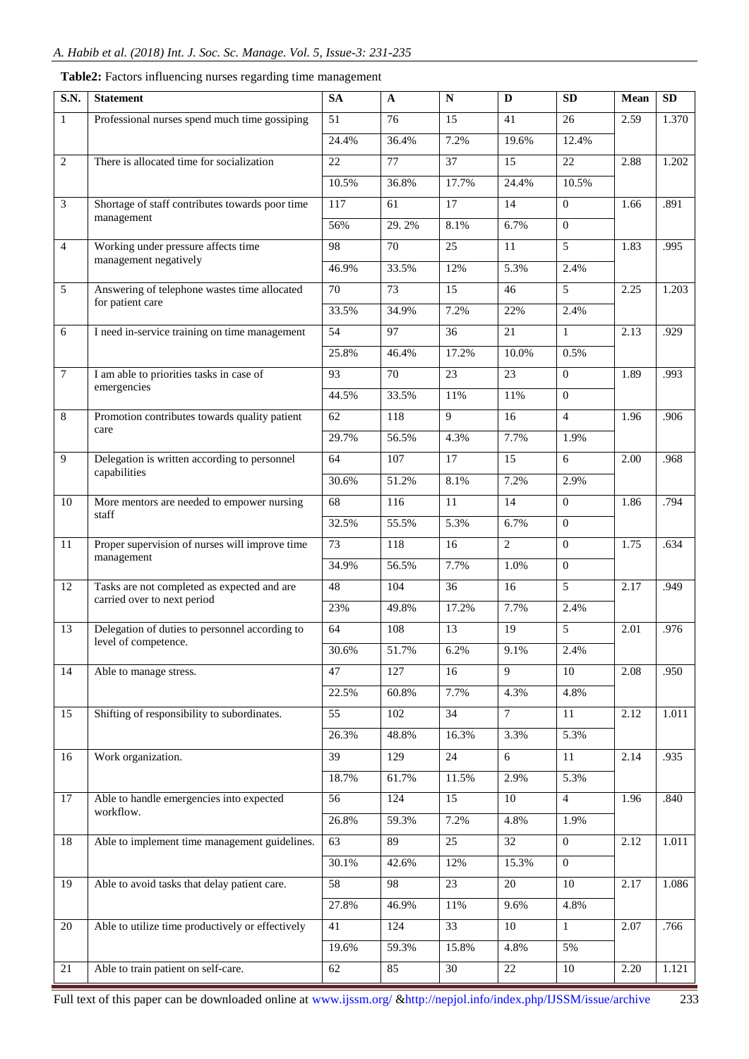**Table2:** Factors influencing nurses regarding time management

| S.N. | Statement | SA | A | N | D | SD | Mean | SD |
|---|---|---|---|---|---|---|---|---|
| 1 | Professional nurses spend much time gossiping | 51 | 76 | 15 | 41 | 26 | 2.59 | 1.370 |
| | | 24.4% | 36.4% | 7.2% | 19.6% | 12.4% | | |
| 2 | There is allocated time for socialization | 22 | 77 | 37 | 15 | 22 | 2.88 | 1.202 |
| | | 10.5% | 36.8% | 17.7% | 24.4% | 10.5% | | |
| 3 | Shortage of staff contributes towards poor time management | 117 | 61 | 17 | 14 | 0 | 1.66 | .891 |
| | | 56% | 29. 2% | 8.1% | 6.7% | 0 | | |
| 4 | Working under pressure affects time management negatively | 98 | 70 | 25 | 11 | 5 | 1.83 | .995 |
| | | 46.9% | 33.5% | 12% | 5.3% | 2.4% | | |
| 5 | Answering of telephone wastes time allocated for patient care | 70 | 73 | 15 | 46 | 5 | 2.25 | 1.203 |
| | | 33.5% | 34.9% | 7.2% | 22% | 2.4% | | |
| 6 | I need in-service training on time management | 54 | 97 | 36 | 21 | 1 | 2.13 | .929 |
| | | 25.8% | 46.4% | 17.2% | 10.0% | 0.5% | | |
| 7 | I am able to priorities tasks in case of emergencies | 93 | 70 | 23 | 23 | 0 | 1.89 | .993 |
| | | 44.5% | 33.5% | 11% | 11% | 0 | | |
| 8 | Promotion contributes towards quality patient care | 62 | 118 | 9 | 16 | 4 | 1.96 | .906 |
| | | 29.7% | 56.5% | 4.3% | 7.7% | 1.9% | | |
| 9 | Delegation is written according to personnel capabilities | 64 | 107 | 17 | 15 | 6 | 2.00 | .968 |
| | | 30.6% | 51.2% | 8.1% | 7.2% | 2.9% | | |
| 10 | More mentors are needed to empower nursing staff | 68 | 116 | 11 | 14 | 0 | 1.86 | .794 |
| | | 32.5% | 55.5% | 5.3% | 6.7% | 0 | | |
| 11 | Proper supervision of nurses will improve time management | 73 | 118 | 16 | 2 | 0 | 1.75 | .634 |
| | | 34.9% | 56.5% | 7.7% | 1.0% | 0 | | |
| 12 | Tasks are not completed as expected and are carried over to next period | 48 | 104 | 36 | 16 | 5 | 2.17 | .949 |
| | | 23% | 49.8% | 17.2% | 7.7% | 2.4% | | |
| 13 | Delegation of duties to personnel according to level of competence. | 64 | 108 | 13 | 19 | 5 | 2.01 | .976 |
| | | 30.6% | 51.7% | 6.2% | 9.1% | 2.4% | | |
| 14 | Able to manage stress. | 47 | 127 | 16 | 9 | 10 | 2.08 | .950 |
| | | 22.5% | 60.8% | 7.7% | 4.3% | 4.8% | | |
| 15 | Shifting of responsibility to subordinates. | 55 | 102 | 34 | 7 | 11 | 2.12 | 1.011 |
| | | 26.3% | 48.8% | 16.3% | 3.3% | 5.3% | | |
| 16 | Work organization. | 39 | 129 | 24 | 6 | 11 | 2.14 | .935 |
| | | 18.7% | 61.7% | 11.5% | 2.9% | 5.3% | | |
| 17 | Able to handle emergencies into expected workflow. | 56 | 124 | 15 | 10 | 4 | 1.96 | .840 |
| | | 26.8% | 59.3% | 7.2% | 4.8% | 1.9% | | |
| 18 | Able to implement time management guidelines. | 63 | 89 | 25 | 32 | 0 | 2.12 | 1.011 |
| | | 30.1% | 42.6% | 12% | 15.3% | 0 | | |
| 19 | Able to avoid tasks that delay patient care. | 58 | 98 | 23 | 20 | 10 | 2.17 | 1.086 |
| | | 27.8% | 46.9% | 11% | 9.6% | 4.8% | | |
| 20 | Able to utilize time productively or effectively | 41 | 124 | 33 | 10 | 1 | 2.07 | .766 |
| | | 19.6% | 59.3% | 15.8% | 4.8% | 5% | | |
| 21 | Able to train patient on self-care. | 62 | 85 | 30 | 22 | 10 | 2.20 | 1.121 |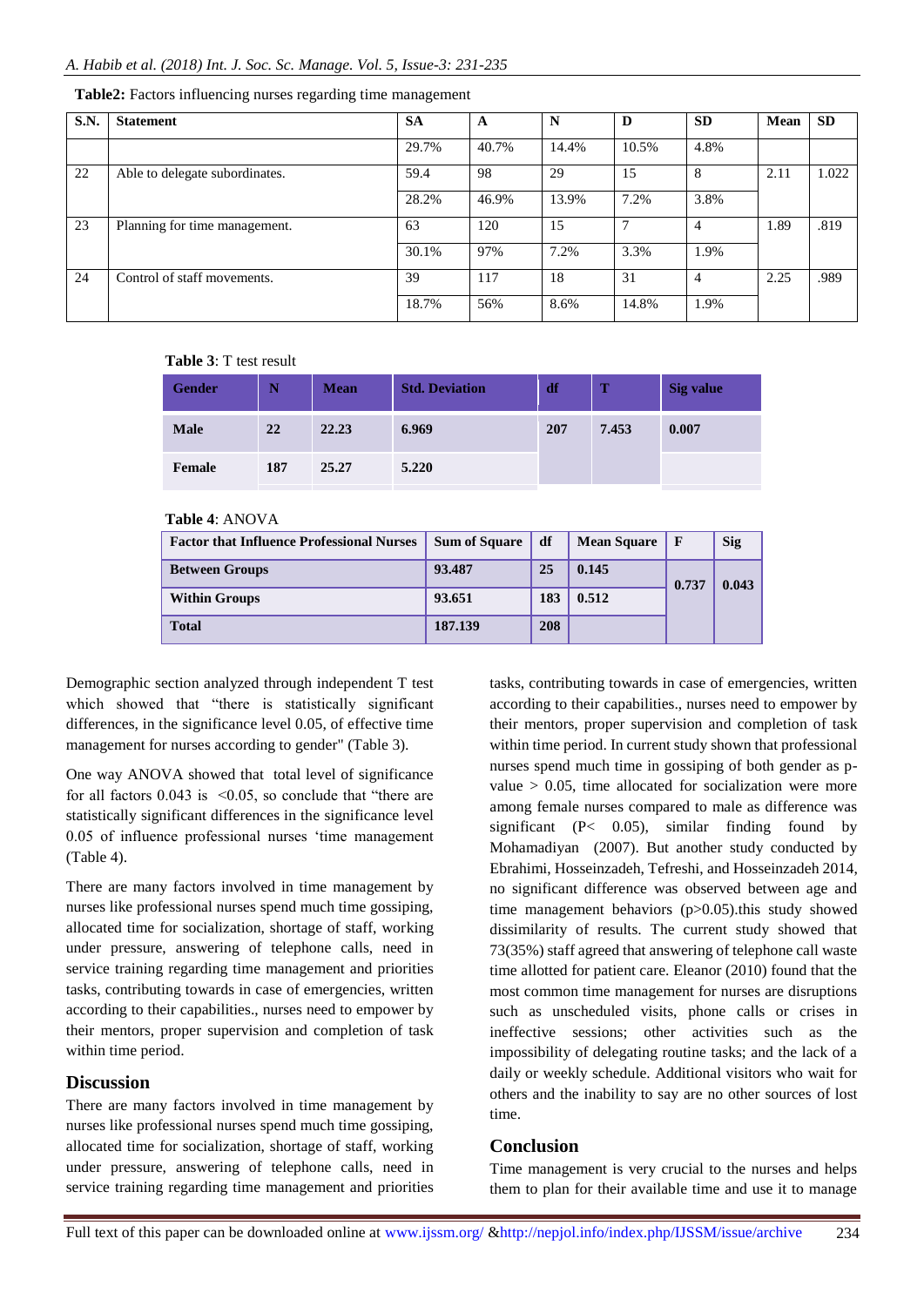**Table2:** Factors influencing nurses regarding time management

| S.N. | Statement | SA | A | N | D | SD | Mean | SD |
|---|---|---|---|---|---|---|---|---|
| | | 29.7% | 40.7% | 14.4% | 10.5% | 4.8% | | |
| 22 | Able to delegate subordinates. | 59.4 | 98 | 29 | 15 | 8 | 2.11 | 1.022 |
| | | 28.2% | 46.9% | 13.9% | 7.2% | 3.8% | | |
| 23 | Planning for time management. | 63 | 120 | 15 | 7 | 4 | 1.89 | .819 |
| | | 30.1% | 97% | 7.2% | 3.3% | 1.9% | | |
| 24 | Control of staff movements. | 39 | 117 | 18 | 31 | 4 | 2.25 | .989 |
| | | 18.7% | 56% | 8.6% | 14.8% | 1.9% | | |

**Table 3**: T test result

| Gender | N | Mean | Std. Deviation | df | T | Sig value |
|---|---|---|---|---|---|---|
| Male | 22 | 22.23 | 6.969 | 207 | 7.453 | 0.007 |
| Female | 187 | 25.27 | 5.220 | | | |

**Table 4**: ANOVA

| Factor that Influence Professional Nurses | Sum of Square | df | Mean Square | F | Sig |
|---|---|---|---|---|---|
| Between Groups | 93.487 | 25 | 0.145 | 0.737 | 0.043 |
| Within Groups | 93.651 | 183 | 0.512 | | |
| Total | 187.139 | 208 | | | |

Demographic section analyzed through independent T test which showed that "there is statistically significant differences, in the significance level 0.05, of effective time management for nurses according to gender" (Table 3).

One way ANOVA showed that total level of significance for all factors 0.043 is <0.05, so conclude that "there are statistically significant differences in the significance level 0.05 of influence professional nurses 'time management (Table 4).

There are many factors involved in time management by nurses like professional nurses spend much time gossiping, allocated time for socialization, shortage of staff, working under pressure, answering of telephone calls, need in service training regarding time management and priorities tasks, contributing towards in case of emergencies, written according to their capabilities., nurses need to empower by their mentors, proper supervision and completion of task within time period.

## Discussion

There are many factors involved in time management by nurses like professional nurses spend much time gossiping, allocated time for socialization, shortage of staff, working under pressure, answering of telephone calls, need in service training regarding time management and priorities tasks, contributing towards in case of emergencies, written according to their capabilities., nurses need to empower by their mentors, proper supervision and completion of task within time period. In current study shown that professional nurses spend much time in gossiping of both gender as p-value > 0.05, time allocated for socialization were more among female nurses compared to male as difference was significant (P< 0.05), similar finding found by Mohamadiyan (2007). But another study conducted by Ebrahimi, Hosseinzadeh, Tefreshi, and Hosseinzadeh 2014, no significant difference was observed between age and time management behaviors (p>0.05).this study showed dissimilarity of results. The current study showed that 73(35%) staff agreed that answering of telephone call waste time allotted for patient care. Eleanor (2010) found that the most common time management for nurses are disruptions such as unscheduled visits, phone calls or crises in ineffective sessions; other activities such as the impossibility of delegating routine tasks; and the lack of a daily or weekly schedule. Additional visitors who wait for others and the inability to say are no other sources of lost time.

## Conclusion

Time management is very crucial to the nurses and helps them to plan for their available time and use it to manage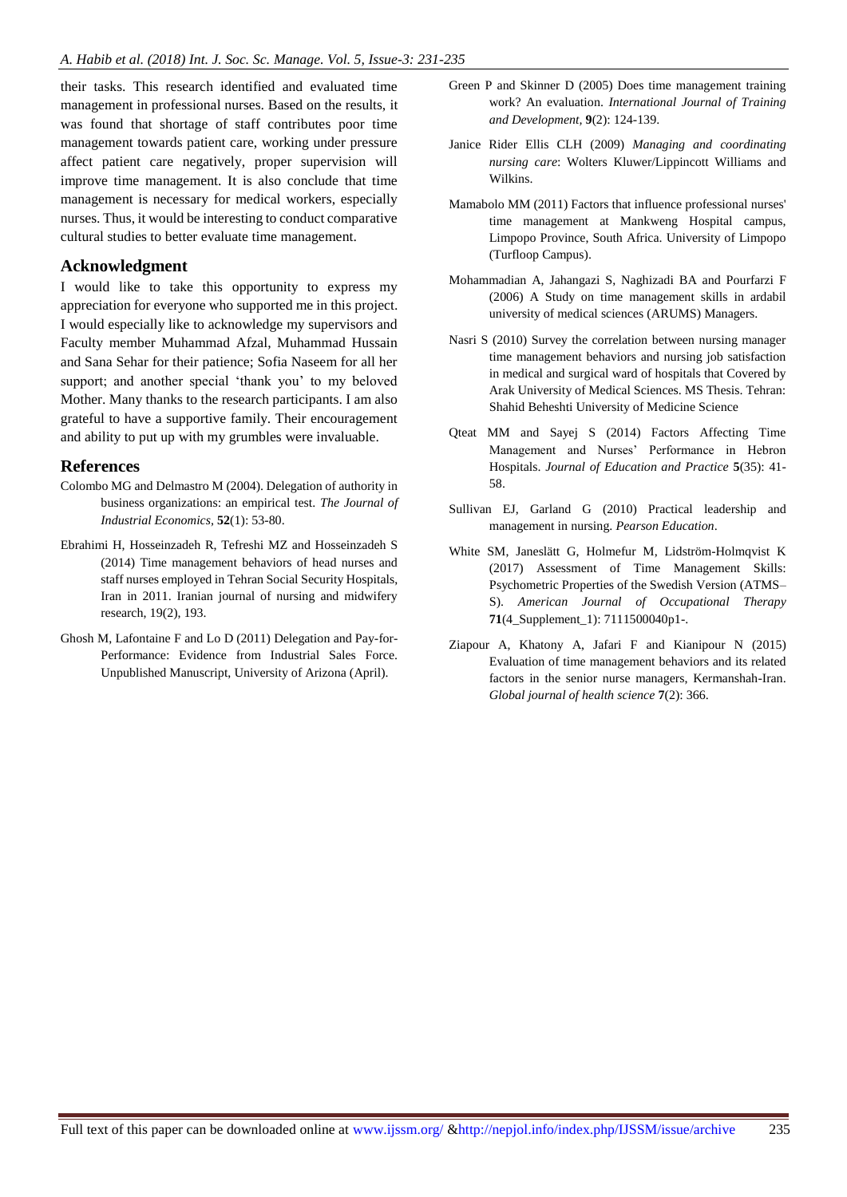their tasks. This research identified and evaluated time management in professional nurses. Based on the results, it was found that shortage of staff contributes poor time management towards patient care, working under pressure affect patient care negatively, proper supervision will improve time management. It is also conclude that time management is necessary for medical workers, especially nurses. Thus, it would be interesting to conduct comparative cultural studies to better evaluate time management.

## Acknowledgment

I would like to take this opportunity to express my appreciation for everyone who supported me in this project. I would especially like to acknowledge my supervisors and Faculty member Muhammad Afzal, Muhammad Hussain and Sana Sehar for their patience; Sofia Naseem for all her support; and another special 'thank you' to my beloved Mother. Many thanks to the research participants. I am also grateful to have a supportive family. Their encouragement and ability to put up with my grumbles were invaluable.

## References

Colombo MG and Delmastro M (2004). Delegation of authority in business organizations: an empirical test. *The Journal of Industrial Economics*, **52**(1): 53-80.

Ebrahimi H, Hosseinzadeh R, Tefreshi MZ and Hosseinzadeh S (2014) Time management behaviors of head nurses and staff nurses employed in Tehran Social Security Hospitals, Iran in 2011. Iranian journal of nursing and midwifery research, 19(2), 193.

Ghosh M, Lafontaine F and Lo D (2011) Delegation and Pay-for-Performance: Evidence from Industrial Sales Force. Unpublished Manuscript, University of Arizona (April).

Green P and Skinner D (2005) Does time management training work? An evaluation. *International Journal of Training and Development*, **9**(2): 124-139.

Janice Rider Ellis CLH (2009) *Managing and coordinating nursing care*: Wolters Kluwer/Lippincott Williams and Wilkins.

Mamabolo MM (2011) Factors that influence professional nurses' time management at Mankweng Hospital campus, Limpopo Province, South Africa. University of Limpopo (Turfloop Campus).

Mohammadian A, Jahangazi S, Naghizadi BA and Pourfarzi F (2006) A Study on time management skills in ardabil university of medical sciences (ARUMS) Managers.

Nasri S (2010) Survey the correlation between nursing manager time management behaviors and nursing job satisfaction in medical and surgical ward of hospitals that Covered by Arak University of Medical Sciences. MS Thesis. Tehran: Shahid Beheshti University of Medicine Science

Qteat MM and Sayej S (2014) Factors Affecting Time Management and Nurses' Performance in Hebron Hospitals. *Journal of Education and Practice* **5**(35): 41-58.

Sullivan EJ, Garland G (2010) Practical leadership and management in nursing. *Pearson Education*.

White SM, Janeslätt G, Holmefur M, Lidström-Holmqvist K (2017) Assessment of Time Management Skills: Psychometric Properties of the Swedish Version (ATMS–S). *American Journal of Occupational Therapy* **71**(4_Supplement_1): 7111500040p1-.

Ziapour A, Khatony A, Jafari F and Kianipour N (2015) Evaluation of time management behaviors and its related factors in the senior nurse managers, Kermanshah-Iran. *Global journal of health science* **7**(2): 366.